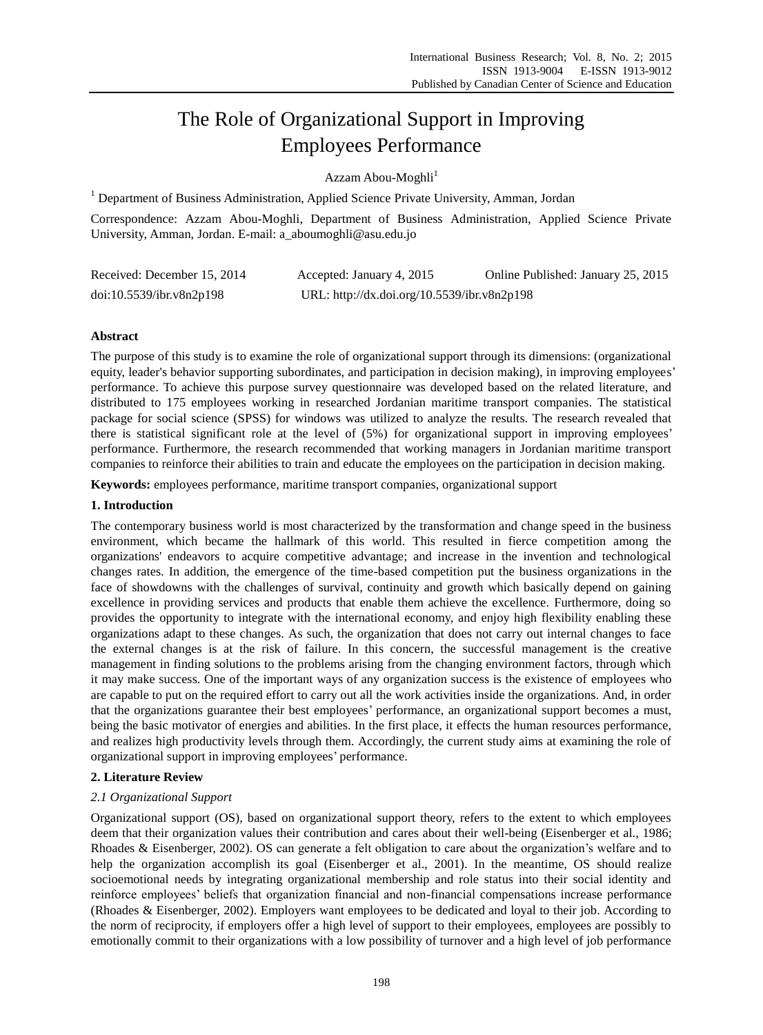# The Role of Organizational Support in Improving Employees Performance

Azzam Abou-Moghli[1]

[1] Department of Business Administration, Applied Science Private University, Amman, Jordan

Correspondence: Azzam Abou-Moghli, Department of Business Administration, Applied Science Private University, Amman, Jordan. E-mail: a_aboumoghli@asu.edu.jo

Received: December 15, 2014 Accepted: January 4, 2015 Online Published: January 25, 2015

doi:10.5539/ibr.v8n2p198 URL: http://dx.doi.org/10.5539/ibr.v8n2p198

## Abstract

The purpose of this study is to examine the role of organizational support through its dimensions: (organizational equity, leader's behavior supporting subordinates, and participation in decision making), in improving employees' performance. To achieve this purpose survey questionnaire was developed based on the related literature, and distributed to 175 employees working in researched Jordanian maritime transport companies. The statistical package for social science (SPSS) for windows was utilized to analyze the results. The research revealed that there is statistical significant role at the level of (5%) for organizational support in improving employees' performance. Furthermore, the research recommended that working managers in Jordanian maritime transport companies to reinforce their abilities to train and educate the employees on the participation in decision making.

**Keywords:** employees performance, maritime transport companies, organizational support

## 1. Introduction

The contemporary business world is most characterized by the transformation and change speed in the business environment, which became the hallmark of this world. This resulted in fierce competition among the organizations' endeavors to acquire competitive advantage; and increase in the invention and technological changes rates. In addition, the emergence of the time-based competition put the business organizations in the face of showdowns with the challenges of survival, continuity and growth which basically depend on gaining excellence in providing services and products that enable them achieve the excellence. Furthermore, doing so provides the opportunity to integrate with the international economy, and enjoy high flexibility enabling these organizations adapt to these changes. As such, the organization that does not carry out internal changes to face the external changes is at the risk of failure. In this concern, the successful management is the creative management in finding solutions to the problems arising from the changing environment factors, through which it may make success. One of the important ways of any organization success is the existence of employees who are capable to put on the required effort to carry out all the work activities inside the organizations. And, in order that the organizations guarantee their best employees' performance, an organizational support becomes a must, being the basic motivator of energies and abilities. In the first place, it effects the human resources performance, and realizes high productivity levels through them. Accordingly, the current study aims at examining the role of organizational support in improving employees' performance.

## 2. Literature Review

### *2.1 Organizational Support*

Organizational support (OS), based on organizational support theory, refers to the extent to which employees deem that their organization values their contribution and cares about their well-being (Eisenberger et al., 1986; Rhoades & Eisenberger, 2002). OS can generate a felt obligation to care about the organization's welfare and to help the organization accomplish its goal (Eisenberger et al., 2001). In the meantime, OS should realize socioemotional needs by integrating organizational membership and role status into their social identity and reinforce employees' beliefs that organization financial and non-financial compensations increase performance (Rhoades & Eisenberger, 2002). Employers want employees to be dedicated and loyal to their job. According to the norm of reciprocity, if employers offer a high level of support to their employees, employees are possibly to emotionally commit to their organizations with a low possibility of turnover and a high level of job performance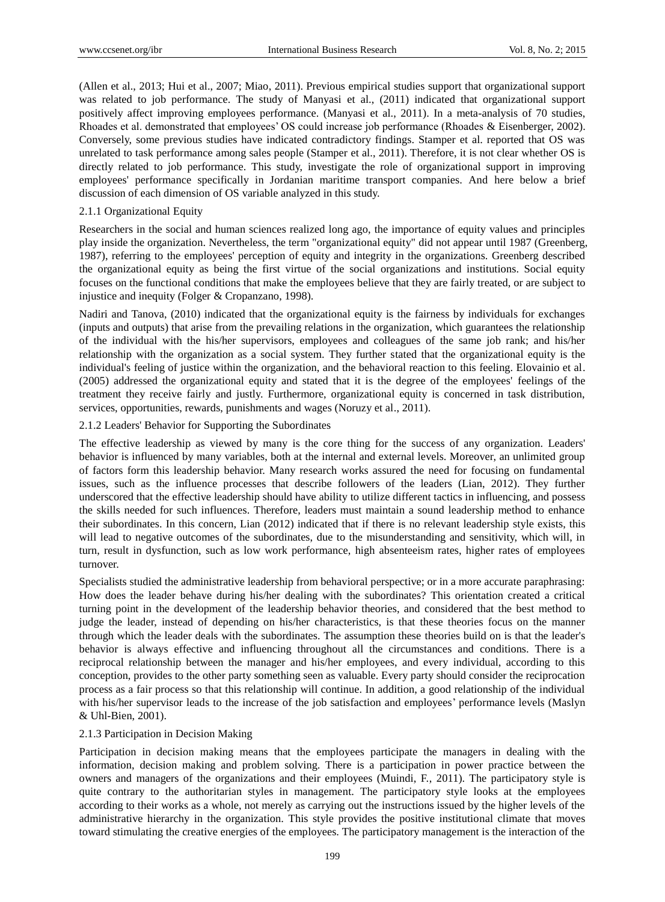(Allen et al., 2013; Hui et al., 2007; Miao, 2011). Previous empirical studies support that organizational support was related to job performance. The study of Manyasi et al., (2011) indicated that organizational support positively affect improving employees performance. (Manyasi et al., 2011). In a meta-analysis of 70 studies, Rhoades et al. demonstrated that employees' OS could increase job performance (Rhoades & Eisenberger, 2002). Conversely, some previous studies have indicated contradictory findings. Stamper et al. reported that OS was unrelated to task performance among sales people (Stamper et al., 2011). Therefore, it is not clear whether OS is directly related to job performance. This study, investigate the role of organizational support in improving employees' performance specifically in Jordanian maritime transport companies. And here below a brief discussion of each dimension of OS variable analyzed in this study.

### 2.1.1 Organizational Equity

Researchers in the social and human sciences realized long ago, the importance of equity values and principles play inside the organization. Nevertheless, the term "organizational equity" did not appear until 1987 (Greenberg, 1987), referring to the employees' perception of equity and integrity in the organizations. Greenberg described the organizational equity as being the first virtue of the social organizations and institutions. Social equity focuses on the functional conditions that make the employees believe that they are fairly treated, or are subject to injustice and inequity (Folger & Cropanzano, 1998).

Nadiri and Tanova, (2010) indicated that the organizational equity is the fairness by individuals for exchanges (inputs and outputs) that arise from the prevailing relations in the organization, which guarantees the relationship of the individual with the his/her supervisors, employees and colleagues of the same job rank; and his/her relationship with the organization as a social system. They further stated that the organizational equity is the individual's feeling of justice within the organization, and the behavioral reaction to this feeling. Elovainio et al. (2005) addressed the organizational equity and stated that it is the degree of the employees' feelings of the treatment they receive fairly and justly. Furthermore, organizational equity is concerned in task distribution, services, opportunities, rewards, punishments and wages (Noruzy et al., 2011).

### 2.1.2 Leaders' Behavior for Supporting the Subordinates

The effective leadership as viewed by many is the core thing for the success of any organization. Leaders' behavior is influenced by many variables, both at the internal and external levels. Moreover, an unlimited group of factors form this leadership behavior. Many research works assured the need for focusing on fundamental issues, such as the influence processes that describe followers of the leaders (Lian, 2012). They further underscored that the effective leadership should have ability to utilize different tactics in influencing, and possess the skills needed for such influences. Therefore, leaders must maintain a sound leadership method to enhance their subordinates. In this concern, Lian (2012) indicated that if there is no relevant leadership style exists, this will lead to negative outcomes of the subordinates, due to the misunderstanding and sensitivity, which will, in turn, result in dysfunction, such as low work performance, high absenteeism rates, higher rates of employees turnover.

Specialists studied the administrative leadership from behavioral perspective; or in a more accurate paraphrasing: How does the leader behave during his/her dealing with the subordinates? This orientation created a critical turning point in the development of the leadership behavior theories, and considered that the best method to judge the leader, instead of depending on his/her characteristics, is that these theories focus on the manner through which the leader deals with the subordinates. The assumption these theories build on is that the leader's behavior is always effective and influencing throughout all the circumstances and conditions. There is a reciprocal relationship between the manager and his/her employees, and every individual, according to this conception, provides to the other party something seen as valuable. Every party should consider the reciprocation process as a fair process so that this relationship will continue. In addition, a good relationship of the individual with his/her supervisor leads to the increase of the job satisfaction and employees' performance levels (Maslyn & Uhl-Bien, 2001).

### 2.1.3 Participation in Decision Making

Participation in decision making means that the employees participate the managers in dealing with the information, decision making and problem solving. There is a participation in power practice between the owners and managers of the organizations and their employees (Muindi, F., 2011). The participatory style is quite contrary to the authoritarian styles in management. The participatory style looks at the employees according to their works as a whole, not merely as carrying out the instructions issued by the higher levels of the administrative hierarchy in the organization. This style provides the positive institutional climate that moves toward stimulating the creative energies of the employees. The participatory management is the interaction of the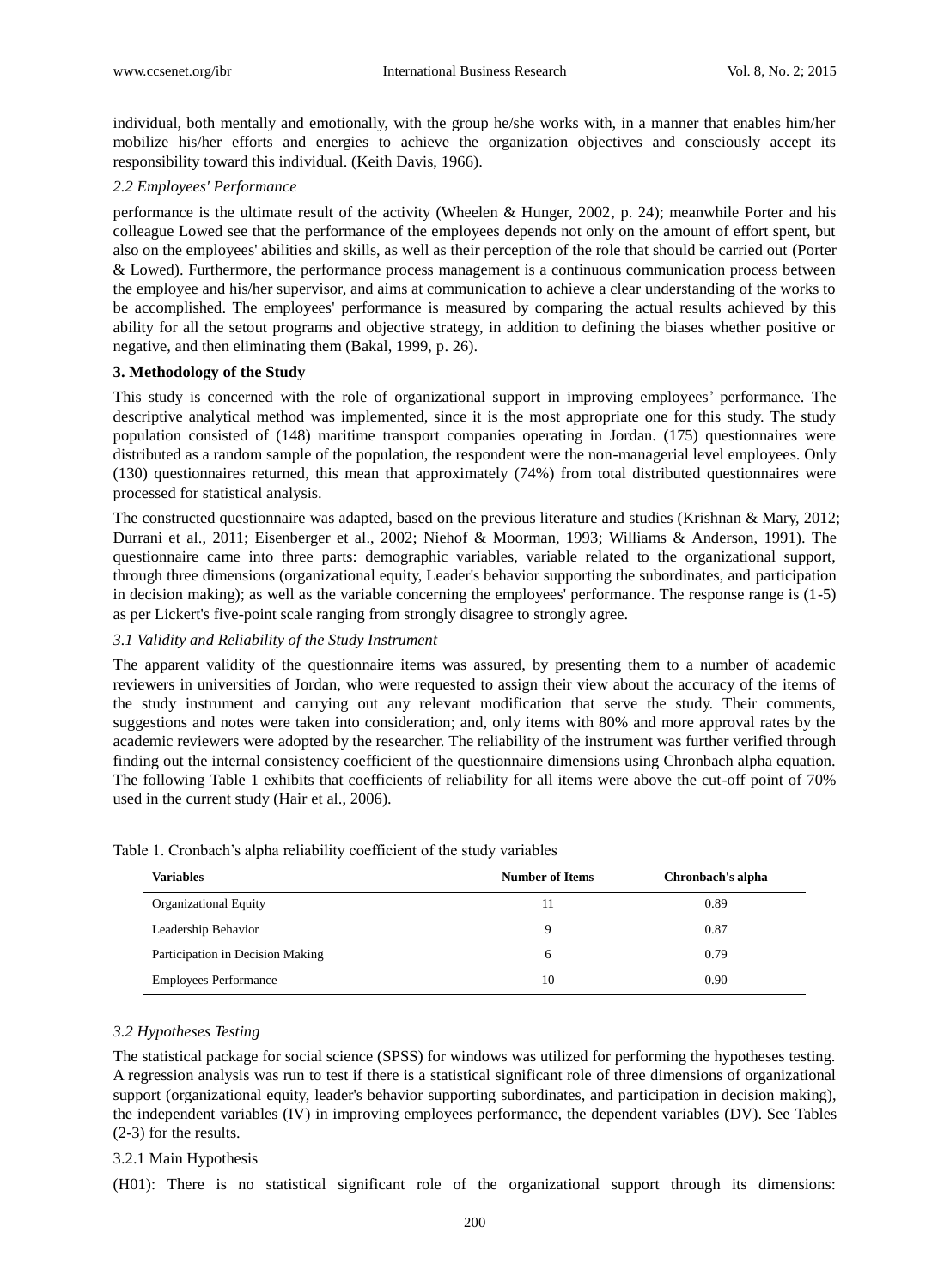individual, both mentally and emotionally, with the group he/she works with, in a manner that enables him/her mobilize his/her efforts and energies to achieve the organization objectives and consciously accept its responsibility toward this individual. (Keith Davis, 1966).

### *2.2 Employees' Performance*

performance is the ultimate result of the activity (Wheelen & Hunger, 2002, p. 24); meanwhile Porter and his colleague Lowed see that the performance of the employees depends not only on the amount of effort spent, but also on the employees' abilities and skills, as well as their perception of the role that should be carried out (Porter & Lowed). Furthermore, the performance process management is a continuous communication process between the employee and his/her supervisor, and aims at communication to achieve a clear understanding of the works to be accomplished. The employees' performance is measured by comparing the actual results achieved by this ability for all the setout programs and objective strategy, in addition to defining the biases whether positive or negative, and then eliminating them (Bakal, 1999, p. 26).

## 3. Methodology of the Study

This study is concerned with the role of organizational support in improving employees' performance. The descriptive analytical method was implemented, since it is the most appropriate one for this study. The study population consisted of (148) maritime transport companies operating in Jordan. (175) questionnaires were distributed as a random sample of the population, the respondent were the non-managerial level employees. Only (130) questionnaires returned, this mean that approximately (74%) from total distributed questionnaires were processed for statistical analysis.

The constructed questionnaire was adapted, based on the previous literature and studies (Krishnan & Mary, 2012; Durrani et al., 2011; Eisenberger et al., 2002; Niehof & Moorman, 1993; Williams & Anderson, 1991). The questionnaire came into three parts: demographic variables, variable related to the organizational support, through three dimensions (organizational equity, Leader's behavior supporting the subordinates, and participation in decision making); as well as the variable concerning the employees' performance. The response range is (1-5) as per Lickert's five-point scale ranging from strongly disagree to strongly agree.

### *3.1 Validity and Reliability of the Study Instrument*

The apparent validity of the questionnaire items was assured, by presenting them to a number of academic reviewers in universities of Jordan, who were requested to assign their view about the accuracy of the items of the study instrument and carrying out any relevant modification that serve the study. Their comments, suggestions and notes were taken into consideration; and, only items with 80% and more approval rates by the academic reviewers were adopted by the researcher. The reliability of the instrument was further verified through finding out the internal consistency coefficient of the questionnaire dimensions using Chronbach alpha equation. The following Table 1 exhibits that coefficients of reliability for all items were above the cut-off point of 70% used in the current study (Hair et al., 2006).

Table 1. Cronbach's alpha reliability coefficient of the study variables

| Variables | Number of Items | Chronbach's alpha |
|---|---|---|
| Organizational Equity | 11 | 0.89 |
| Leadership Behavior | 9 | 0.87 |
| Participation in Decision Making | 6 | 0.79 |
| Employees Performance | 10 | 0.90 |

### *3.2 Hypotheses Testing*

The statistical package for social science (SPSS) for windows was utilized for performing the hypotheses testing. A regression analysis was run to test if there is a statistical significant role of three dimensions of organizational support (organizational equity, leader's behavior supporting subordinates, and participation in decision making), the independent variables (IV) in improving employees performance, the dependent variables (DV). See Tables (2-3) for the results.

#### 3.2.1 Main Hypothesis

(H01): There is no statistical significant role of the organizational support through its dimensions: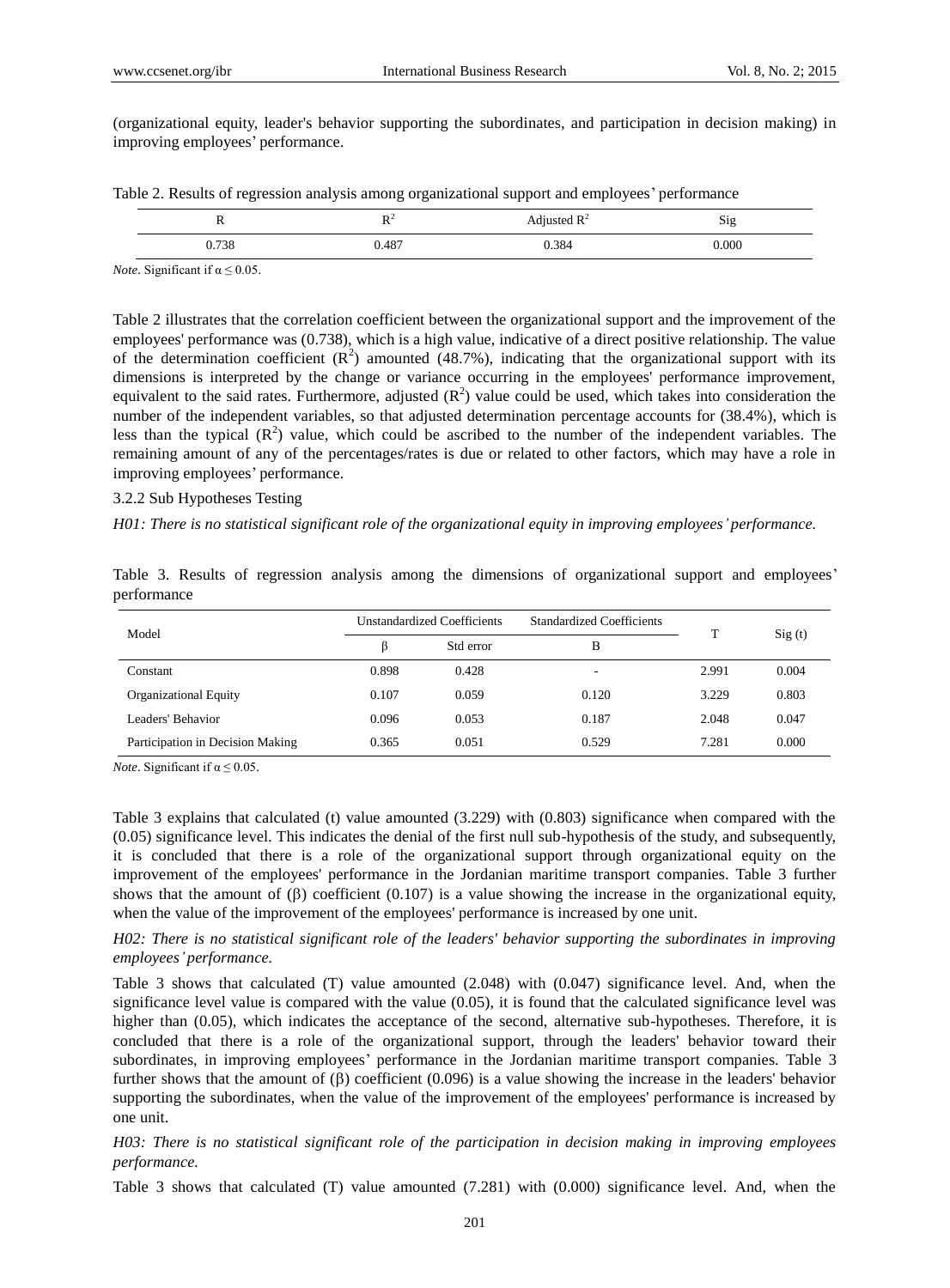(organizational equity, leader's behavior supporting the subordinates, and participation in decision making) in improving employees' performance.

Table 2. Results of regression analysis among organizational support and employees' performance

| R | $R^2$ | Adjusted $R^2$ | Sig |
|---|---|---|---|
| 0.738 | 0.487 | 0.384 | 0.000 |

*Note*. Significant if $\alpha \leq 0.05$.

Table 2 illustrates that the correlation coefficient between the organizational support and the improvement of the employees' performance was (0.738), which is a high value, indicative of a direct positive relationship. The value of the determination coefficient ($R^2$) amounted (48.7%), indicating that the organizational support with its dimensions is interpreted by the change or variance occurring in the employees' performance improvement, equivalent to the said rates. Furthermore, adjusted ($R^2$) value could be used, which takes into consideration the number of the independent variables, so that adjusted determination percentage accounts for (38.4%), which is less than the typical ($R^2$) value, which could be ascribed to the number of the independent variables. The remaining amount of any of the percentages/rates is due or related to other factors, which may have a role in improving employees' performance.

3.2.2 Sub Hypotheses Testing

*H01: There is no statistical significant role of the organizational equity in improving employees' performance.*

Table 3. Results of regression analysis among the dimensions of organizational support and employees' performance

| Model | Unstandardized Coefficients | | Standardized Coefficients | T | Sig (t) |
|---|---|---|---|---|---|
| | β | Std error | B | | |
| Constant | 0.898 | 0.428 | - | 2.991 | 0.004 |
| Organizational Equity | 0.107 | 0.059 | 0.120 | 3.229 | 0.803 |
| Leaders' Behavior | 0.096 | 0.053 | 0.187 | 2.048 | 0.047 |
| Participation in Decision Making | 0.365 | 0.051 | 0.529 | 7.281 | 0.000 |

*Note*. Significant if $\alpha \leq 0.05$.

Table 3 explains that calculated (t) value amounted (3.229) with (0.803) significance when compared with the (0.05) significance level. This indicates the denial of the first null sub-hypothesis of the study, and subsequently, it is concluded that there is a role of the organizational support through organizational equity on the improvement of the employees' performance in the Jordanian maritime transport companies. Table 3 further shows that the amount of (β) coefficient (0.107) is a value showing the increase in the organizational equity, when the value of the improvement of the employees' performance is increased by one unit.

*H02: There is no statistical significant role of the leaders' behavior supporting the subordinates in improving employees' performance.*

Table 3 shows that calculated (T) value amounted (2.048) with (0.047) significance level. And, when the significance level value is compared with the value (0.05), it is found that the calculated significance level was higher than (0.05), which indicates the acceptance of the second, alternative sub-hypotheses. Therefore, it is concluded that there is a role of the organizational support, through the leaders' behavior toward their subordinates, in improving employees' performance in the Jordanian maritime transport companies. Table 3 further shows that the amount of (β) coefficient (0.096) is a value showing the increase in the leaders' behavior supporting the subordinates, when the value of the improvement of the employees' performance is increased by one unit.

*H03: There is no statistical significant role of the participation in decision making in improving employees performance.*

Table 3 shows that calculated (T) value amounted (7.281) with (0.000) significance level. And, when the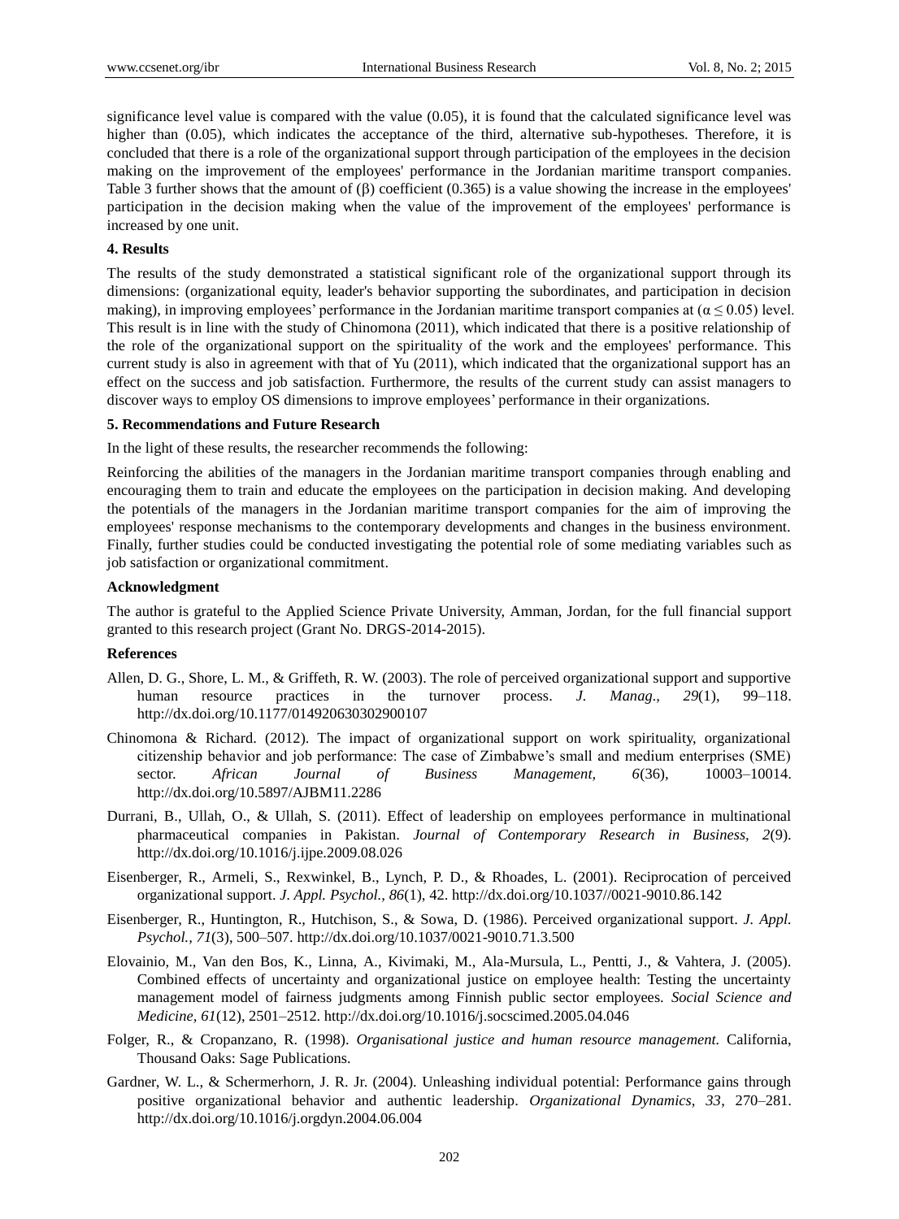significance level value is compared with the value (0.05), it is found that the calculated significance level was higher than (0.05), which indicates the acceptance of the third, alternative sub-hypotheses. Therefore, it is concluded that there is a role of the organizational support through participation of the employees in the decision making on the improvement of the employees' performance in the Jordanian maritime transport companies. Table 3 further shows that the amount of (β) coefficient (0.365) is a value showing the increase in the employees' participation in the decision making when the value of the improvement of the employees' performance is increased by one unit.

**4. Results**

The results of the study demonstrated a statistical significant role of the organizational support through its dimensions: (organizational equity, leader's behavior supporting the subordinates, and participation in decision making), in improving employees' performance in the Jordanian maritime transport companies at ($\alpha \leq 0.05$) level. This result is in line with the study of Chinomona (2011), which indicated that there is a positive relationship of the role of the organizational support on that the spirituality of the work and the employees' performance. This current study is also in agreement with that of Yu (2011), which indicated that the organizational support has an effect on the success and job satisfaction. Furthermore, the results of the current study can assist managers to discover ways to employ OS dimensions to improve employees' performance in their organizations.

**5. Recommendations and Future Research**

In the light of these results, the researcher recommends the following:

Reinforcing the abilities of the managers in the Jordanian maritime transport companies through enabling and encouraging them to train and educate the employees on the participation in decision making. And developing the potentials of the managers in the Jordanian maritime transport companies for the aim of improving the employees' response mechanisms to the contemporary developments and changes in the business environment. Finally, further studies could be conducted investigating the potential role of some mediating variables such as job satisfaction or organizational commitment.

**Acknowledgment**

The author is grateful to the Applied Science Private University, Amman, Jordan, for the full financial support granted to this research project (Grant No. DRGS-2014-2015).

**References**

Allen, D. G., Shore, L. M., & Griffeth, R. W. (2003). The role of perceived organizational support and supportive human resource practices in the turnover process. *J. Manag., 29*(1), 99–118. http://dx.doi.org/10.1177/014920630302900107

Chinomona & Richard. (2012). The impact of organizational support on work spirituality, organizational citizenship behavior and job performance: The case of Zimbabwe's small and medium enterprises (SME) sector. *African Journal of Business Management, 6*(36), 10003–10014. http://dx.doi.org/10.5897/AJBM11.2286

Durrani, B., Ullah, O., & Ullah, S. (2011). Effect of leadership on employees performance in multinational pharmaceutical companies in Pakistan. *Journal of Contemporary Research in Business, 2*(9). http://dx.doi.org/10.1016/j.ijpe.2009.08.026

Eisenberger, R., Armeli, S., Rexwinkel, B., Lynch, P. D., & Rhoades, L. (2001). Reciprocation of perceived organizational support. *J. Appl. Psychol., 86*(1), 42. http://dx.doi.org/10.1037//0021-9010.86.142

Eisenberger, R., Huntington, R., Hutchison, S., & Sowa, D. (1986). Perceived organizational support. *J. Appl. Psychol., 71*(3), 500–507. http://dx.doi.org/10.1037/0021-9010.71.3.500

Elovainio, M., Van den Bos, K., Linna, A., Kivimaki, M., Ala-Mursula, L., Pentti, J., & Vahtera, J. (2005). Combined effects of uncertainty and organizational justice on employee health: Testing the uncertainty management model of fairness judgments among Finnish public sector employees. *Social Science and Medicine, 61*(12), 2501–2512. http://dx.doi.org/10.1016/j.socscimed.2005.04.046

Folger, R., & Cropanzano, R. (1998). *Organisational justice and human resource management.* California, Thousand Oaks: Sage Publications.

Gardner, W. L., & Schermerhorn, J. R. Jr. (2004). Unleashing individual potential: Performance gains through positive organizational behavior and authentic leadership. *Organizational Dynamics, 33*, 270–281. http://dx.doi.org/10.1016/j.orgdyn.2004.06.004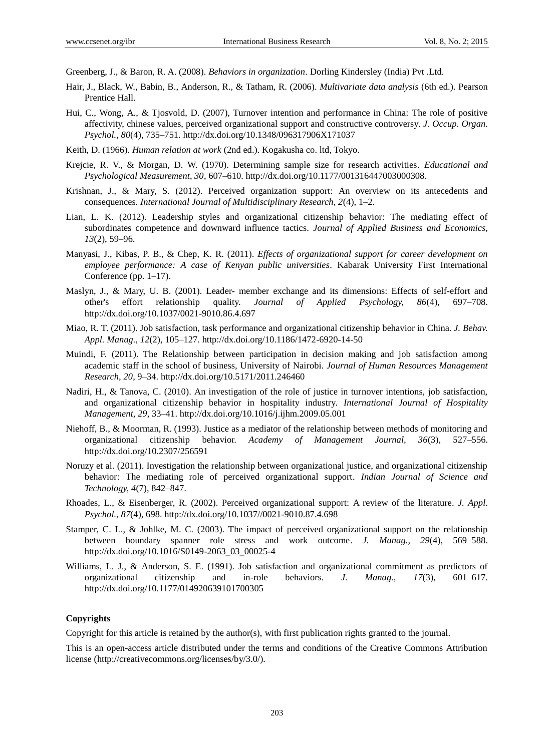Greenberg, J., & Baron, R. A. (2008). *Behaviors in organization*. Dorling Kindersley (India) Pvt .Ltd.

Hair, J., Black, W., Babin, B., Anderson, R., & Tatham, R. (2006). *Multivariate data analysis* (6th ed.). Pearson Prentice Hall.

Hui, C., Wong, A., & Tjosvold, D. (2007), Turnover intention and performance in China: The role of positive affectivity, chinese values, perceived organizational support and constructive controversy. *J. Occup. Organ. Psychol., 80*(4), 735–751. http://dx.doi.org/10.1348/096317906X171037

Keith, D. (1966). *Human relation at work* (2nd ed.). Kogakusha co. ltd, Tokyo.

Krejcie, R. V., & Morgan, D. W. (1970). Determining sample size for research activities. *Educational and Psychological Measurement, 30*, 607–610. http://dx.doi.org/10.1177/001316447003000308.

Krishnan, J., & Mary, S. (2012). Perceived organization support: An overview on its antecedents and consequences. *International Journal of Multidisciplinary Research, 2*(4), 1–2.

Lian, L. K. (2012). Leadership styles and organizational citizenship behavior: The mediating effect of subordinates competence and downward influence tactics. *Journal of Applied Business and Economics, 13*(2), 59–96.

Manyasi, J., Kibas, P. B., & Chep, K. R. (2011). *Effects of organizational support for career development on employee performance: A case of Kenyan public universities*. Kabarak University First International Conference (pp. 1–17).

Maslyn, J., & Mary, U. B. (2001). Leader- member exchange and its dimensions: Effects of self-effort and other's effort relationship quality. *Journal of Applied Psychology, 86*(4), 697–708. http://dx.doi.org/10.1037/0021-9010.86.4.697

Miao, R. T. (2011). Job satisfaction, task performance and organizational citizenship behavior in China. *J. Behav. Appl. Manag., 12*(2), 105–127. http://dx.doi.org/10.1186/1472-6920-14-50

Muindi, F. (2011). The Relationship between participation in decision making and job satisfaction among academic staff in the school of business, University of Nairobi. *Journal of Human Resources Management Research, 20*, 9–34. http://dx.doi.org/10.5171/2011.246460

Nadiri, H., & Tanova, C. (2010). An investigation of the role of justice in turnover intentions, job satisfaction, and organizational citizenship behavior in hospitality industry. *International Journal of Hospitality Management, 29*, 33–41. http://dx.doi.org/10.1016/j.ijhm.2009.05.001

Niehoff, B., & Moorman, R. (1993). Justice as a mediator of the relationship between methods of monitoring and organizational citizenship behavior. *Academy of Management Journal, 36*(3), 527–556. http://dx.doi.org/10.2307/256591

Noruzy et al. (2011). Investigation the relationship between organizational justice, and organizational citizenship behavior: The mediating role of perceived organizational support. *Indian Journal of Science and Technology, 4*(7), 842–847.

Rhoades, L., & Eisenberger, R. (2002). Perceived organizational support: A review of the literature. *J. Appl. Psychol., 87*(4), 698. http://dx.doi.org/10.1037//0021-9010.87.4.698

Stamper, C. L., & Johlke, M. C. (2003). The impact of perceived organizational support on the relationship between boundary spanner role stress and work outcome. *J. Manag., 29*(4), 569–588. http://dx.doi.org/10.1016/S0149-2063_03_00025-4

Williams, L. J., & Anderson, S. E. (1991). Job satisfaction and organizational commitment as predictors of organizational citizenship and in-role behaviors. *J. Manag., 17*(3), 601–617. http://dx.doi.org/10.1177/014920639101700305

**Copyrights**

Copyright for this article is retained by the author(s), with first publication rights granted to the journal.

This is an open-access article distributed under the terms and conditions of the Creative Commons Attribution license (http://creativecommons.org/licenses/by/3.0/).